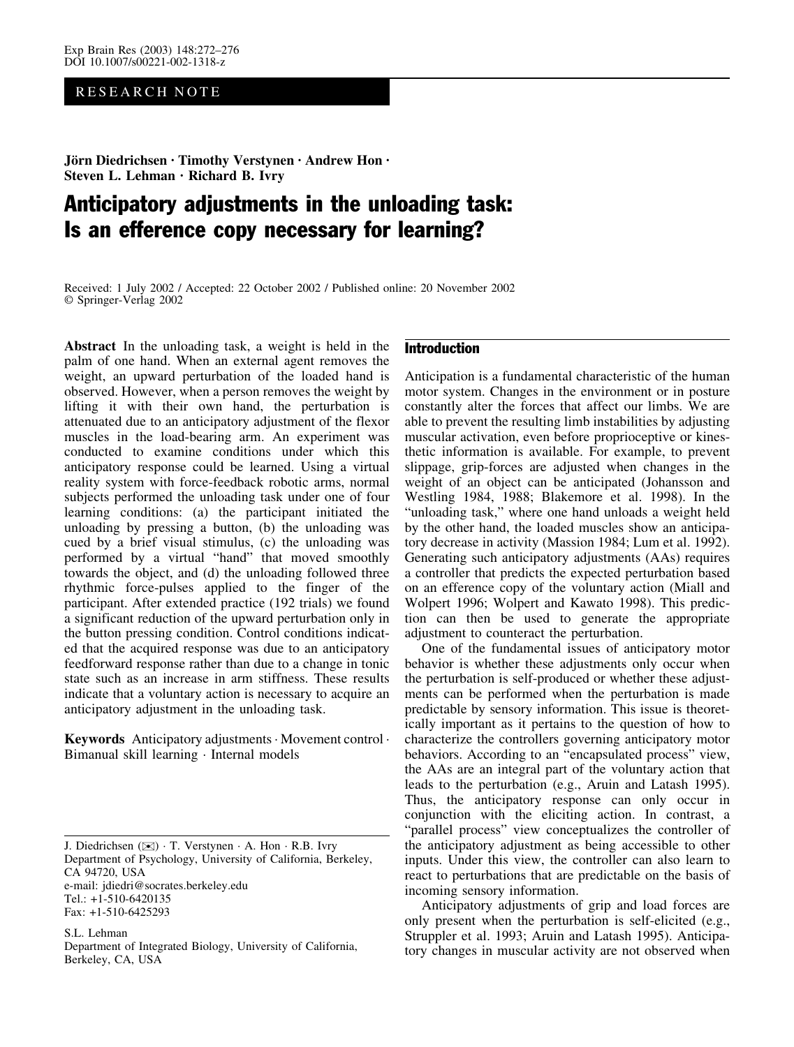RESEARCH NOTE

**Jörn Diedrichsen · Timothy Verstynen · Andrew Hon · Steven L. Lehman · Richard B. Ivry**

# Anticipatory adjustments in the unloading task: Is an efference copy necessary for learning?

Received: 1 July 2002 / Accepted: 22 October 2002 / Published online: 20 November 2002
© Springer-Verlag 2002

**Abstract** In the unloading task, a weight is held in the palm of one hand. When an external agent removes the weight, an upward perturbation of the loaded hand is observed. However, when a person removes the weight by lifting it with their own hand, the perturbation is attenuated due to an anticipatory adjustment of the flexor muscles in the load-bearing arm. An experiment was conducted to examine conditions under which this anticipatory response could be learned. Using a virtual reality system with force-feedback robotic arms, normal subjects performed the unloading task under one of four learning conditions: (a) the participant initiated the unloading by pressing a button, (b) the unloading was cued by a brief visual stimulus, (c) the unloading was performed by a virtual "hand" that moved smoothly towards the object, and (d) the unloading followed three rhythmic force-pulses applied to the finger of the participant. After extended practice (192 trials) we found a significant reduction of the upward perturbation only in the button pressing condition. Control conditions indicated that the acquired response was due to an anticipatory feedforward response rather than due to a change in tonic state such as an increase in arm stiffness. These results indicate that a voluntary action is necessary to acquire an anticipatory adjustment in the unloading task.

**Keywords** Anticipatory adjustments · Movement control · Bimanual skill learning · Internal models

J. Diedrichsen (✉) · T. Verstynen · A. Hon · R.B. Ivry
Department of Psychology, University of California, Berkeley, CA 94720, USA
e-mail: jdiedri@socrates.berkeley.edu
Tel.: +1-510-6420135
Fax: +1-510-6425293

S.L. Lehman
Department of Integrated Biology, University of California, Berkeley, CA, USA

## Introduction

Anticipation is a fundamental characteristic of the human motor system. Changes in the environment or in posture constantly alter the forces that affect our limbs. We are able to prevent the resulting limb instabilities by adjusting muscular activation, even before proprioceptive or kinesthetic information is available. For example, to prevent slippage, grip-forces are adjusted when changes in the weight of an object can be anticipated (Johansson and Westling 1984, 1988; Blakemore et al. 1998). In the "unloading task," where one hand unloads a weight held by the other hand, the loaded muscles show an anticipatory decrease in activity (Massion 1984; Lum et al. 1992). Generating such anticipatory adjustments (AAs) requires a controller that predicts the expected perturbation based on an efference copy of the voluntary action (Miall and Wolpert 1996; Wolpert and Kawato 1998). This prediction can then be used to generate the appropriate adjustment to counteract the perturbation.

One of the fundamental issues of anticipatory motor behavior is whether these adjustments only occur when the perturbation is self-produced or whether these adjustments can be performed when the perturbation is made predictable by sensory information. This issue is theoretically important as it pertains to the question of how to characterize the controllers governing anticipatory motor behaviors. According to an "encapsulated process" view, the AAs are an integral part of the voluntary action that leads to the perturbation (e.g., Aruin and Latash 1995). Thus, the anticipatory response can only occur in conjunction with the eliciting action. In contrast, a "parallel process" view conceptualizes the controller of the anticipatory adjustment as being accessible to other inputs. Under this view, the controller can also learn to react to perturbations that are predictable on the basis of incoming sensory information.

Anticipatory adjustments of grip and load forces are only present when the perturbation is self-elicited (e.g., Struppler et al. 1993; Aruin and Latash 1995). Anticipatory changes in muscular activity are not observed when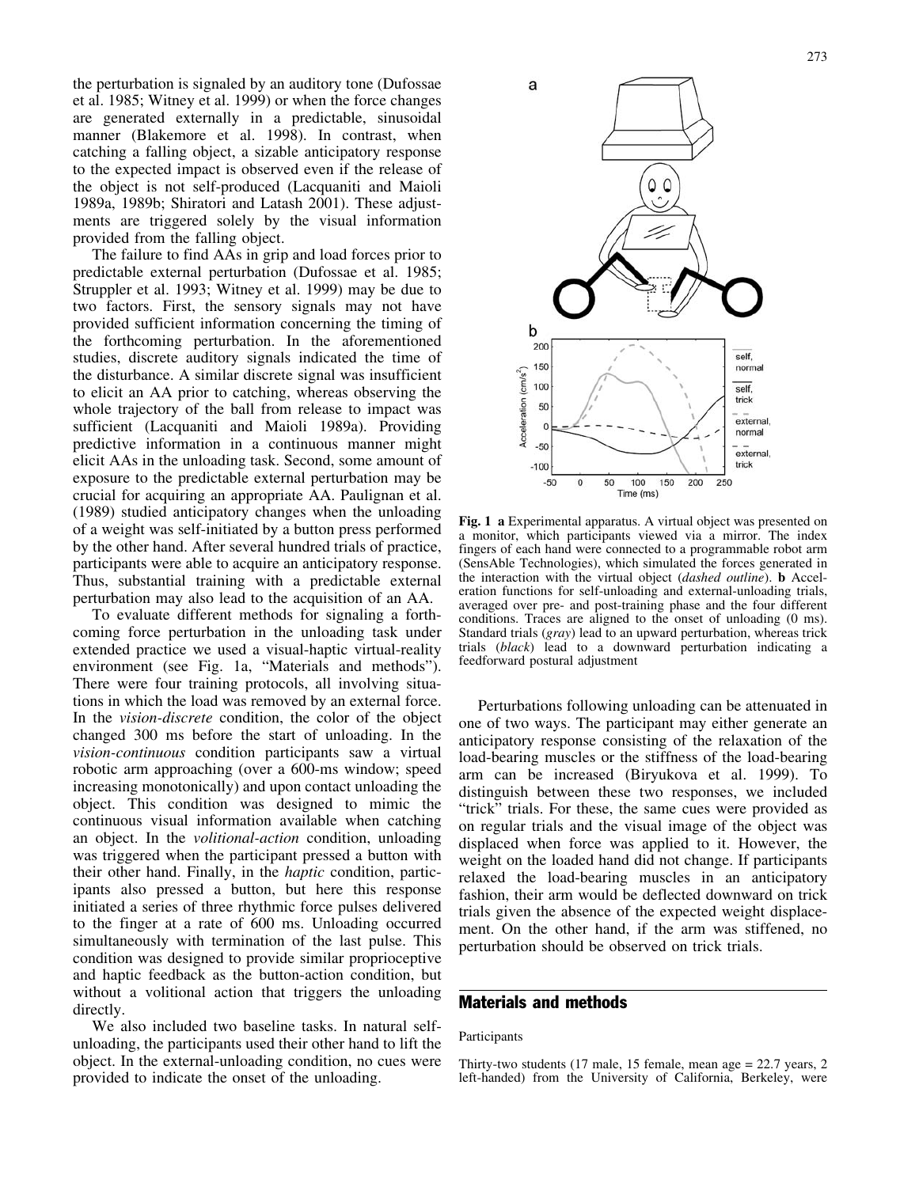the perturbation is signaled by an auditory tone (Dufossae et al. 1985; Witney et al. 1999) or when the force changes are generated externally in a predictable, sinusoidal manner (Blakemore et al. 1998). In contrast, when catching a falling object, a sizable anticipatory response to the expected impact is observed even if the release of the object is not self-produced (Lacquaniti and Maioli 1989a, 1989b; Shiratori and Latash 2001). These adjustments are triggered solely by the visual information provided from the falling object.

The failure to find AAs in grip and load forces prior to predictable external perturbation (Dufossae et al. 1985; Struppler et al. 1993; Witney et al. 1999) may be due to two factors. First, the sensory signals may not have provided sufficient information concerning the timing of the forthcoming perturbation. In the aforementioned studies, discrete auditory signals indicated the time of the disturbance. A similar discrete signal was insufficient to elicit an AA prior to catching, whereas observing the whole trajectory of the ball from release to impact was sufficient (Lacquaniti and Maioli 1989a). Providing predictive information in a continuous manner might elicit AAs in the unloading task. Second, some amount of exposure to the predictable external perturbation may be crucial for acquiring an appropriate AA. Paulignan et al. (1989) studied anticipatory changes when the unloading of a weight was self-initiated by a button press performed by the other hand. After several hundred trials of practice, participants were able to acquire an anticipatory response. Thus, substantial training with a predictable external perturbation may also lead to the acquisition of an AA.

To evaluate different methods for signaling a forthcoming force perturbation in the unloading task under extended practice we used a visual-haptic virtual-reality environment (see Fig. 1a, "Materials and methods"). There were four training protocols, all involving situations in which the load was removed by an external force. In the *vision-discrete* condition, the color of the object changed 300 ms before the start of unloading. In the *vision-continuous* condition participants saw a virtual robotic arm approaching (over a 600-ms window; speed increasing monotonically) and upon contact unloading the object. This condition was designed to mimic the continuous visual information available when catching an object. In the *volitional-action* condition, unloading was triggered when the participant pressed a button with their other hand. Finally, in the *haptic* condition, participants also pressed a button, but here this response initiated a series of three rhythmic force pulses delivered to the finger at a rate of 600 ms. Unloading occurred simultaneously with termination of the last pulse. This condition was designed to provide similar proprioceptive and haptic feedback as the button-action condition, but without a volitional action that triggers the unloading directly.

We also included two baseline tasks. In natural self-unloading, the participants used their other hand to lift the object. In the external-unloading condition, no cues were provided to indicate the onset of the unloading.

a

b

Acceleration (cm/s²)

200
150
100
50
0
-50
-100

-50 0 50 100 150 200 250

Time (ms)

self, normal

self, trick

external, normal

external, trick

**Fig. 1 a** Experimental apparatus. A virtual object was presented on a monitor, which participants viewed via a mirror. The index fingers of each hand were connected to a programmable robot arm (SensAble Technologies), which simulated the forces generated in the interaction with the virtual object (*dashed outline*). **b** Acceleration functions for self-unloading and external-unloading trials, averaged over pre- and post-training phase and the four different conditions. Traces are aligned to the onset of unloading (0 ms). Standard trials (*gray*) lead to an upward perturbation, whereas trick trials (*black*) lead to a downward perturbation indicating a feedforward postural adjustment

Perturbations following unloading can be attenuated in one of two ways. The participant may either generate an anticipatory response consisting of the relaxation of the load-bearing muscles or the stiffness of the load-bearing arm can be increased (Biryukova et al. 1999). To distinguish between these two responses, we included "trick" trials. For these, the same cues were provided as on regular trials and the visual image of the object was displaced when force was applied to it. However, the weight on the loaded hand did not change. If participants relaxed the load-bearing muscles in an anticipatory fashion, their arm would be deflected downward on trick trials given the absence of the expected weight displacement. On the other hand, if the arm was stiffened, no perturbation should be observed on trick trials.

## Materials and methods

Participants

Thirty-two students (17 male, 15 female, mean age = 22.7 years, 2 left-handed) from the University of California, Berkeley, were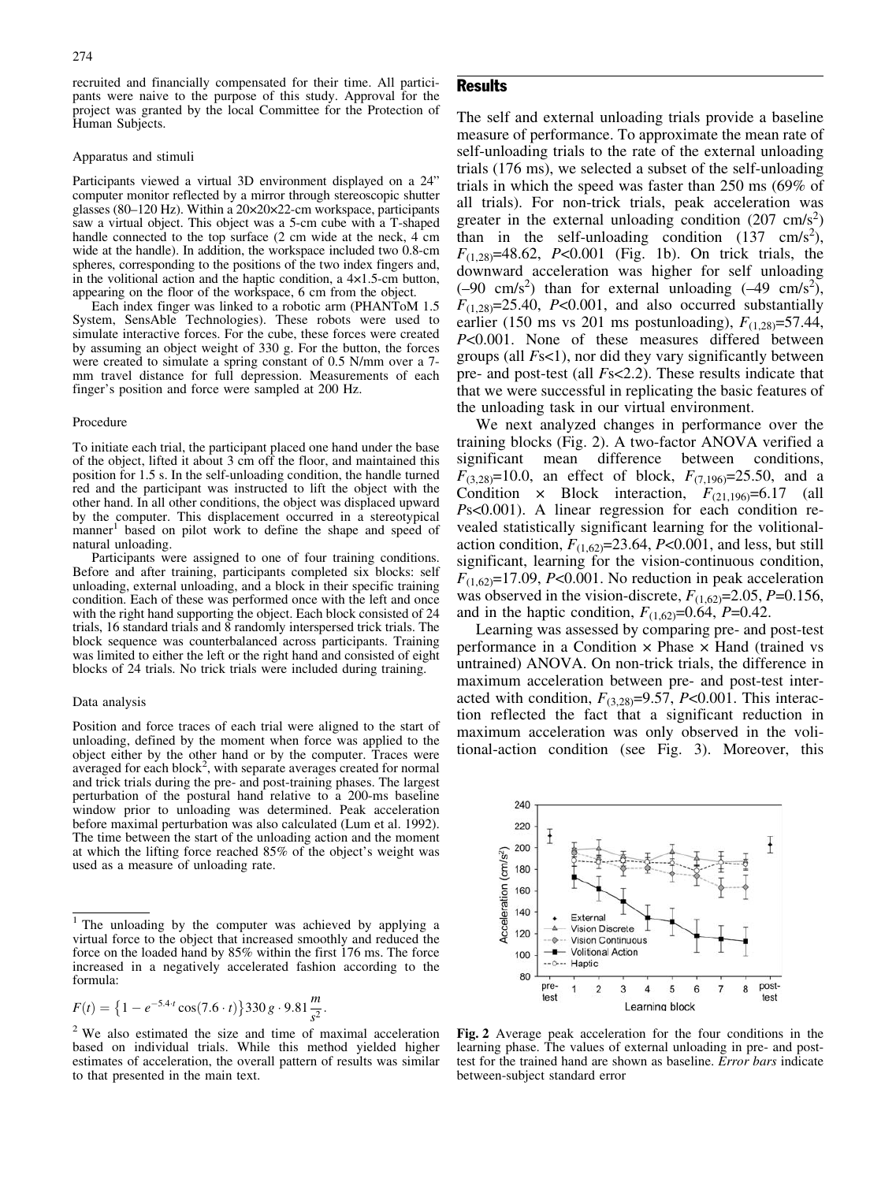recruited and financially compensated for their time. All participants were naive to the purpose of this study. Approval for the project was granted by the local Committee for the Protection of Human Subjects.

### Apparatus and stimuli

Participants viewed a virtual 3D environment displayed on a 24" computer monitor reflected by a mirror through stereoscopic shutter glasses (80–120 Hz). Within a 20×20×22-cm workspace, participants saw a virtual object. This object was a 5-cm cube with a T-shaped handle connected to the top surface (2 cm wide at the neck, 4 cm wide at the handle). In addition, the workspace included two 0.8-cm spheres, corresponding to the positions of the two index fingers and, in the volitional action and the haptic condition, a 4×1.5-cm button, appearing on the floor of the workspace, 6 cm from the object.

Each index finger was linked to a robotic arm (PHANToM 1.5 System, SensAble Technologies). These robots were used to simulate interactive forces. For the cube, these forces were created by assuming an object weight of 330 g. For the button, the forces were created to simulate a spring constant of 0.5 N/mm over a 7-mm travel distance for full depression. Measurements of each finger's position and force were sampled at 200 Hz.

### Procedure

To initiate each trial, the participant placed one hand under the base of the object, lifted it about 3 cm off the floor, and maintained this position for 1.5 s. In the self-unloading condition, the handle turned red and the participant was instructed to lift the object with the other hand. In all other conditions, the object was displaced upward by the computer. This displacement occurred in a stereotypical manner[1] based on pilot work to define the shape and speed of natural unloading.

Participants were assigned to one of four training conditions. Before and after training, participants completed six blocks: self unloading, external unloading, and a block in their specific training condition. Each of these was performed once with the left and once with the right hand supporting the object. Each block consisted of 24 trials, 16 standard trials and 8 randomly interspersed trick trials. The block sequence was counterbalanced across participants. Training was limited to either the left or the right hand and consisted of eight blocks of 24 trials. No trick trials were included during training.

### Data analysis

Position and force traces of each trial were aligned to the start of unloading, defined by the moment when force was applied to the object either by the other hand or by the computer. Traces were averaged for each block[2], with separate averages created for normal and trick trials during the pre- and post-training phases. The largest perturbation of the postural hand relative to a 200-ms baseline window prior to unloading was determined. Peak acceleration before maximal perturbation was also calculated (Lum et al. 1992). The time between the start of the unloading action and the moment at which the lifting force reached 85% of the object's weight was used as a measure of unloading rate.

[1] The unloading by the computer was achieved by applying a virtual force to the object that increased smoothly and reduced the force on the loaded hand by 85% within the first 176 ms. The force increased in a negatively accelerated fashion according to the formula:

$$F(t) = \left\{1 - e^{-5.4 \cdot t}\cos(7.6 \cdot t)\right\} 330\,g \cdot 9.81\frac{m}{s^2}.$$

[2] We also estimated the size and time of maximal acceleration based on individual trials. While this method yielded higher estimates of acceleration, the overall pattern of results was similar to that presented in the main text.

## Results

The self and external unloading trials provide a baseline measure of performance. To approximate the mean rate of self-unloading trials to the rate of the external unloading trials (176 ms), we selected a subset of the self-unloading trials in which the speed was faster than 250 ms (69% of all trials). For non-trick trials, peak acceleration was greater in the external unloading condition (207 cm/s$^2$) than in the self-unloading condition (137 cm/s$^2$), $F_{(1,28)}$=48.62, $P$<0.001 (Fig. 1b). On trick trials, the downward acceleration was higher for self unloading (–90 cm/s$^2$) than for external unloading (–49 cm/s$^2$), $F_{(1,28)}$=25.40, $P$<0.001, and also occurred substantially earlier (150 ms vs 201 ms postunloading), $F_{(1,28)}$=57.44, $P$<0.001. None of these measures differed between groups (all $F$s<1), nor did they vary significantly between pre- and post-test (all $F$s<2.2). These results indicate that that we were successful in replicating the basic features of the unloading task in our virtual environment.

We next analyzed changes in performance over the training blocks (Fig. 2). A two-factor ANOVA verified a significant mean difference between conditions, $F_{(3,28)}$=10.0, an effect of block, $F_{(7,196)}$=25.50, and a Condition × Block interaction, $F_{(21,196)}$=6.17 (all $P$s<0.001). A linear regression for each condition revealed statistically significant learning for the volitional-action condition, $F_{(1,62)}$=23.64, $P$<0.001, and less, but still significant, learning for the vision-continuous condition, $F_{(1,62)}$=17.09, $P$<0.001. No reduction in peak acceleration was observed in the vision-discrete, $F_{(1,62)}$=2.05, $P$=0.156, and in the haptic condition, $F_{(1,62)}$=0.64, $P$=0.42.

Learning was assessed by comparing pre- and post-test performance in a Condition × Phase × Hand (trained vs untrained) ANOVA. On non-trick trials, the difference in maximum acceleration between pre- and post-test interacted with condition, $F_{(3,28)}$=9.57, $P$<0.001. This interaction reflected the fact that a significant reduction in maximum acceleration was only observed in the volitional-action condition (see Fig. 3). Moreover, this

**Fig. 2** Average peak acceleration for the four conditions in the learning phase. The values of external unloading in pre- and post-test for the trained hand are shown as baseline. *Error bars* indicate between-subject standard error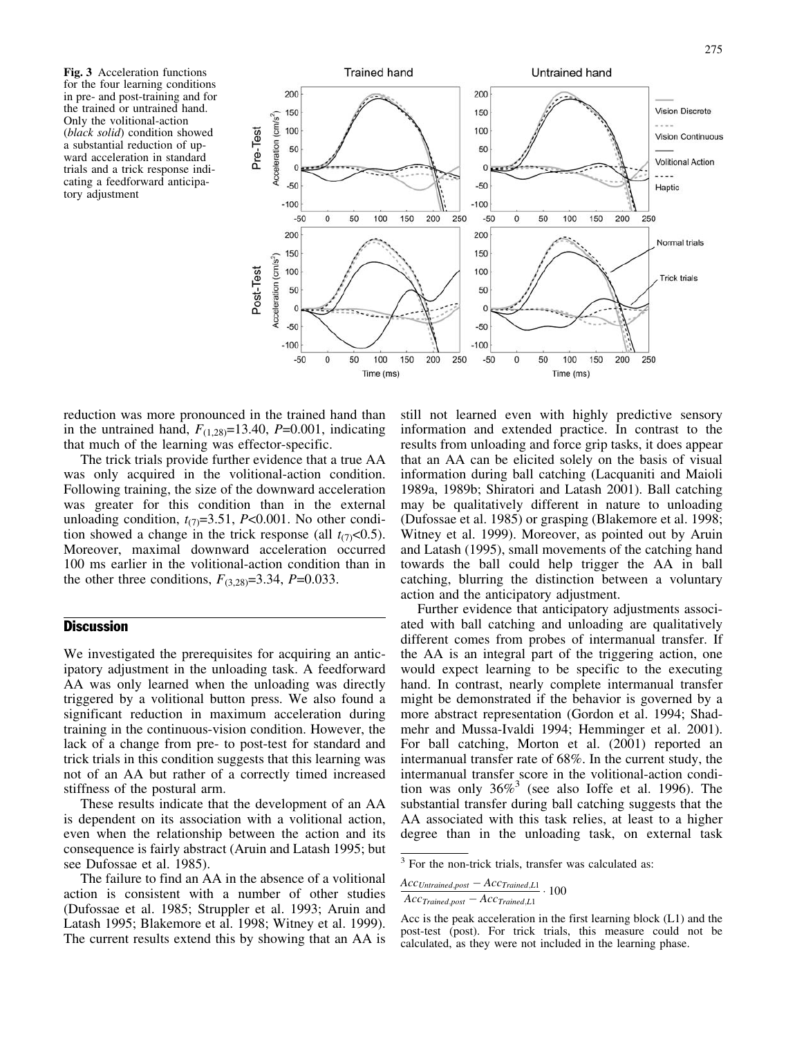**Fig. 3** Acceleration functions for the four learning conditions in pre- and post-training and for the trained or untrained hand. Only the volitional-action (*black solid*) condition showed a substantial reduction of upward acceleration in standard trials and a trick response indicating a feedforward anticipatory adjustment

reduction was more pronounced in the trained hand than in the untrained hand, $F_{(1,28)}$=13.40, $P$=0.001, indicating that much of the learning was effector-specific.

The trick trials provide further evidence that a true AA was only acquired in the volitional-action condition. Following training, the size of the downward acceleration was greater for this condition than in the external unloading condition, $t_{(7)}$=3.51, $P$<0.001. No other condition showed a change in the trick response (all $t_{(7)}$<0.5). Moreover, maximal downward acceleration occurred 100 ms earlier in the volitional-action condition than in the other three conditions, $F_{(3,28)}$=3.34, $P$=0.033.

## Discussion

We investigated the prerequisites for acquiring an anticipatory adjustment in the unloading task. A feedforward AA was only learned when the unloading was directly triggered by a volitional button press. We also found a significant reduction in maximum acceleration during training in the continuous-vision condition. However, the lack of a change from pre- to post-test for standard and trick trials in this condition suggests that this learning was not of an AA but rather of a correctly timed increased stiffness of the postural arm.

These results indicate that the development of an AA is dependent on its association with a volitional action, even when the relationship between the action and its consequence is fairly abstract (Aruin and Latash 1995; but see Dufossae et al. 1985).

The failure to find an AA in the absence of a volitional action is consistent with a number of other studies (Dufossae et al. 1985; Struppler et al. 1993; Aruin and Latash 1995; Blakemore et al. 1998; Witney et al. 1999). The current results extend this by showing that an AA is still not learned even with highly predictive sensory information and extended practice. In contrast to the results from unloading and force grip tasks, it does appear that an AA can be elicited solely on the basis of visual information during ball catching (Lacquaniti and Maioli 1989a, 1989b; Shiratori and Latash 2001). Ball catching may be qualitatively different in nature to unloading (Dufossae et al. 1985) or grasping (Blakemore et al. 1998; Witney et al. 1999). Moreover, as pointed out by Aruin and Latash (1995), small movements of the catching hand towards the ball could help trigger the AA in ball catching, blurring the distinction between a voluntary action and the anticipatory adjustment.

Further evidence that anticipatory adjustments associated with ball catching and unloading are qualitatively different comes from probes of intermanual transfer. If the AA is an integral part of the triggering action, one would expect learning to be specific to the executing hand. In contrast, nearly complete intermanual transfer might be demonstrated if the behavior is governed by a more abstract representation (Gordon et al. 1994; Shadmehr and Mussa-Ivaldi 1994; Hemminger et al. 2001). For ball catching, Morton et al. (2001) reported an intermanual transfer rate of 68%. In the current study, the intermanual transfer score in the volitional-action condition was only 36%[3] (see also Ioffe et al. 1996). The substantial transfer during ball catching suggests that the AA associated with this task relies, at least to a higher degree than in the unloading task, on external task

[3] For the non-trick trials, transfer was calculated as:

$$\frac{Acc_{Untrained,post} - Acc_{Trained,L1}}{Acc_{Trained,post} - Acc_{Trained,L1}} \cdot 100$$

Acc is the peak acceleration in the first learning block (L1) and the post-test (post). For trick trials, this measure could not be calculated, as they were not included in the learning phase.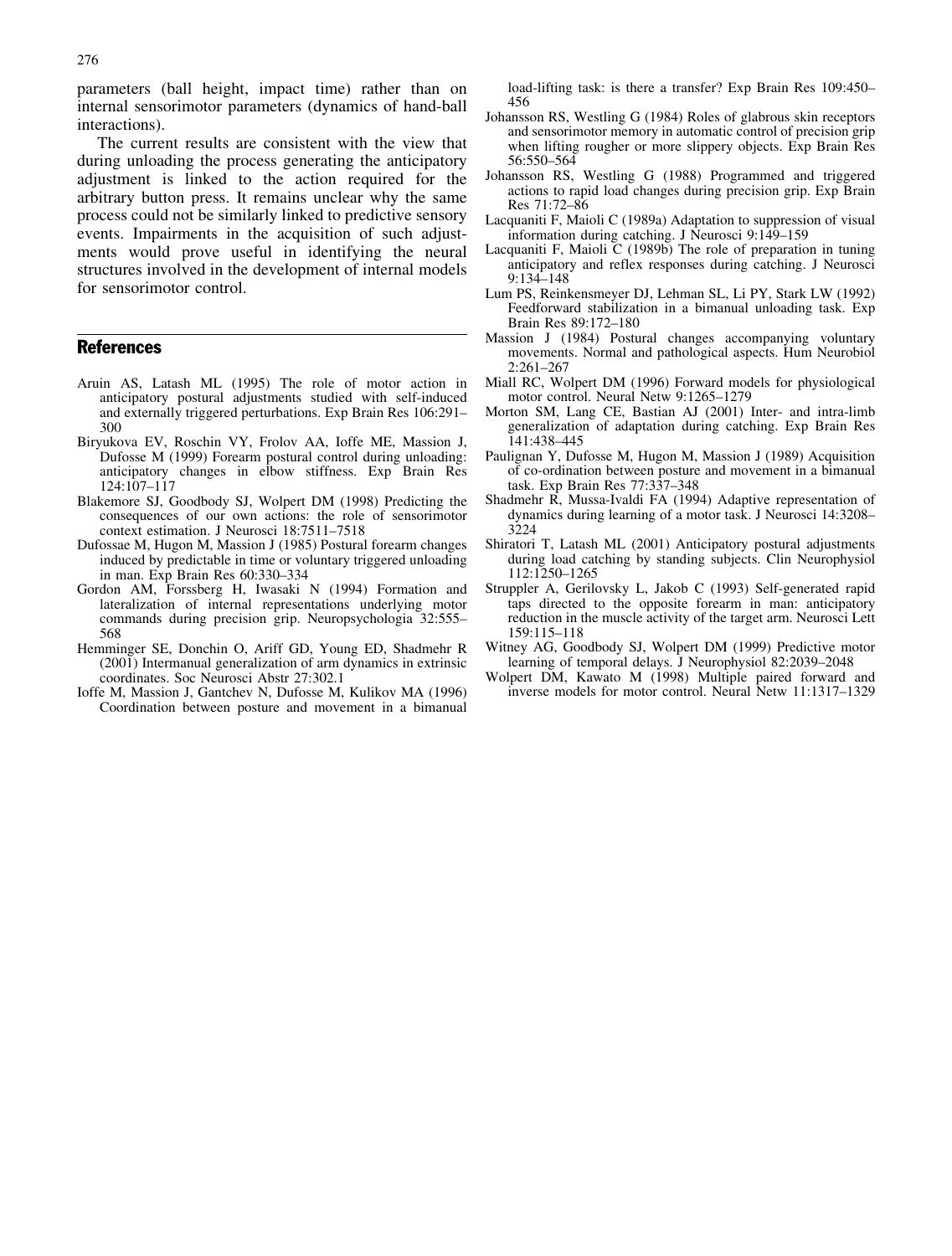parameters (ball height, impact time) rather than on internal sensorimotor parameters (dynamics of hand-ball interactions).

The current results are consistent with the view that during unloading the process generating the anticipatory adjustment is linked to the action required for the arbitrary button press. It remains unclear why the same process could not be similarly linked to predictive sensory events. Impairments in the acquisition of such adjustments would prove useful in identifying the neural structures involved in the development of internal models for sensorimotor control.

## References

Aruin AS, Latash ML (1995) The role of motor action in anticipatory postural adjustments studied with self-induced and externally triggered perturbations. Exp Brain Res 106:291–300

Biryukova EV, Roschin VY, Frolov AA, Ioffe ME, Massion J, Dufosse M (1999) Forearm postural control during unloading: anticipatory changes in elbow stiffness. Exp Brain Res 124:107–117

Blakemore SJ, Goodbody SJ, Wolpert DM (1998) Predicting the consequences of our own actions: the role of sensorimotor context estimation. J Neurosci 18:7511–7518

Dufossae M, Hugon M, Massion J (1985) Postural forearm changes induced by predictable in time or voluntary triggered unloading in man. Exp Brain Res 60:330–334

Gordon AM, Forssberg H, Iwasaki N (1994) Formation and lateralization of internal representations underlying motor commands during precision grip. Neuropsychologia 32:555–568

Hemminger SE, Donchin O, Ariff GD, Young ED, Shadmehr R (2001) Intermanual generalization of arm dynamics in extrinsic coordinates. Soc Neurosci Abstr 27:302.1

Ioffe M, Massion J, Gantchev N, Dufosse M, Kulikov MA (1996) Coordination between posture and movement in a bimanual load-lifting task: is there a transfer? Exp Brain Res 109:450–456

Johansson RS, Westling G (1984) Roles of glabrous skin receptors and sensorimotor memory in automatic control of precision grip when lifting rougher or more slippery objects. Exp Brain Res 56:550–564

Johansson RS, Westling G (1988) Programmed and triggered actions to rapid load changes during precision grip. Exp Brain Res 71:72–86

Lacquaniti F, Maioli C (1989a) Adaptation to suppression of visual information during catching. J Neurosci 9:149–159

Lacquaniti F, Maioli C (1989b) The role of preparation in tuning anticipatory and reflex responses during catching. J Neurosci 9:134–148

Lum PS, Reinkensmeyer DJ, Lehman SL, Li PY, Stark LW (1992) Feedforward stabilization in a bimanual unloading task. Exp Brain Res 89:172–180

Massion J (1984) Postural changes accompanying voluntary movements. Normal and pathological aspects. Hum Neurobiol 2:261–267

Miall RC, Wolpert DM (1996) Forward models for physiological motor control. Neural Netw 9:1265–1279

Morton SM, Lang CE, Bastian AJ (2001) Inter- and intra-limb generalization of adaptation during catching. Exp Brain Res 141:438–445

Paulignan Y, Dufosse M, Hugon M, Massion J (1989) Acquisition of co-ordination between posture and movement in a bimanual task. Exp Brain Res 77:337–348

Shadmehr R, Mussa-Ivaldi FA (1994) Adaptive representation of dynamics during learning of a motor task. J Neurosci 14:3208–3224

Shiratori T, Latash ML (2001) Anticipatory postural adjustments during load catching by standing subjects. Clin Neurophysiol 112:1250–1265

Struppler A, Gerilovsky L, Jakob C (1993) Self-generated rapid taps directed to the opposite forearm in man: anticipatory reduction in the muscle activity of the target arm. Neurosci Lett 159:115–118

Witney AG, Goodbody SJ, Wolpert DM (1999) Predictive motor learning of temporal delays. J Neurophysiol 82:2039–2048

Wolpert DM, Kawato M (1998) Multiple paired forward and inverse models for motor control. Neural Netw 11:1317–1329